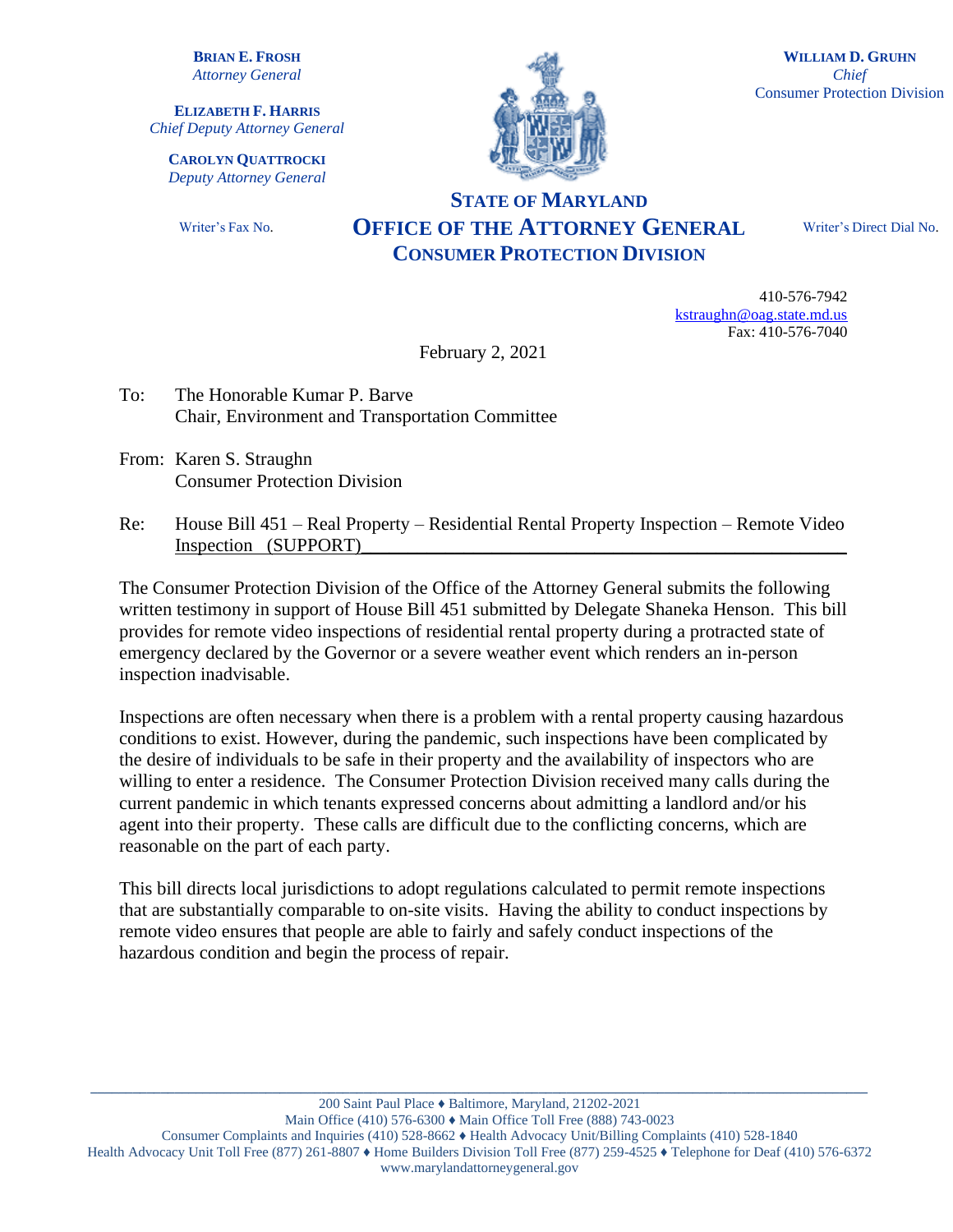**BRIAN E. FROSH**
*Attorney General*

**ELIZABETH F. HARRIS**
*Chief Deputy Attorney General*

**CAROLYN QUATTROCKI**
*Deputy Attorney General*

**WILLIAM D. GRUHN**
*Chief*
Consumer Protection Division

# STATE OF MARYLAND
# OFFICE OF THE ATTORNEY GENERAL
## CONSUMER PROTECTION DIVISION

Writer's Fax No.

Writer's Direct Dial No.

410-576-7942
kstraughn@oag.state.md.us
Fax: 410-576-7040

February 2, 2021

To: The Honorable Kumar P. Barve
Chair, Environment and Transportation Committee

From: Karen S. Straughn
Consumer Protection Division

Re: House Bill 451 – Real Property – Residential Rental Property Inspection – Remote Video Inspection (SUPPORT)

The Consumer Protection Division of the Office of the Attorney General submits the following written testimony in support of House Bill 451 submitted by Delegate Shaneka Henson. This bill provides for remote video inspections of residential rental property during a protracted state of emergency declared by the Governor or a severe weather event which renders an in-person inspection inadvisable.

Inspections are often necessary when there is a problem with a rental property causing hazardous conditions to exist. However, during the pandemic, such inspections have been complicated by the desire of individuals to be safe in their property and the availability of inspectors who are willing to enter a residence. The Consumer Protection Division received many calls during the current pandemic in which tenants expressed concerns about admitting a landlord and/or his agent into their property. These calls are difficult due to the conflicting concerns, which are reasonable on the part of each party.

This bill directs local jurisdictions to adopt regulations calculated to permit remote inspections that are substantially comparable to on-site visits. Having the ability to conduct inspections by remote video ensures that people are able to fairly and safely conduct inspections of the hazardous condition and begin the process of repair.

200 Saint Paul Place ♦ Baltimore, Maryland, 21202-2021
Main Office (410) 576-6300 ♦ Main Office Toll Free (888) 743-0023
Consumer Complaints and Inquiries (410) 528-8662 ♦ Health Advocacy Unit/Billing Complaints (410) 528-1840
Health Advocacy Unit Toll Free (877) 261-8807 ♦ Home Builders Division Toll Free (877) 259-4525 ♦ Telephone for Deaf (410) 576-6372
www.marylandattorneygeneral.gov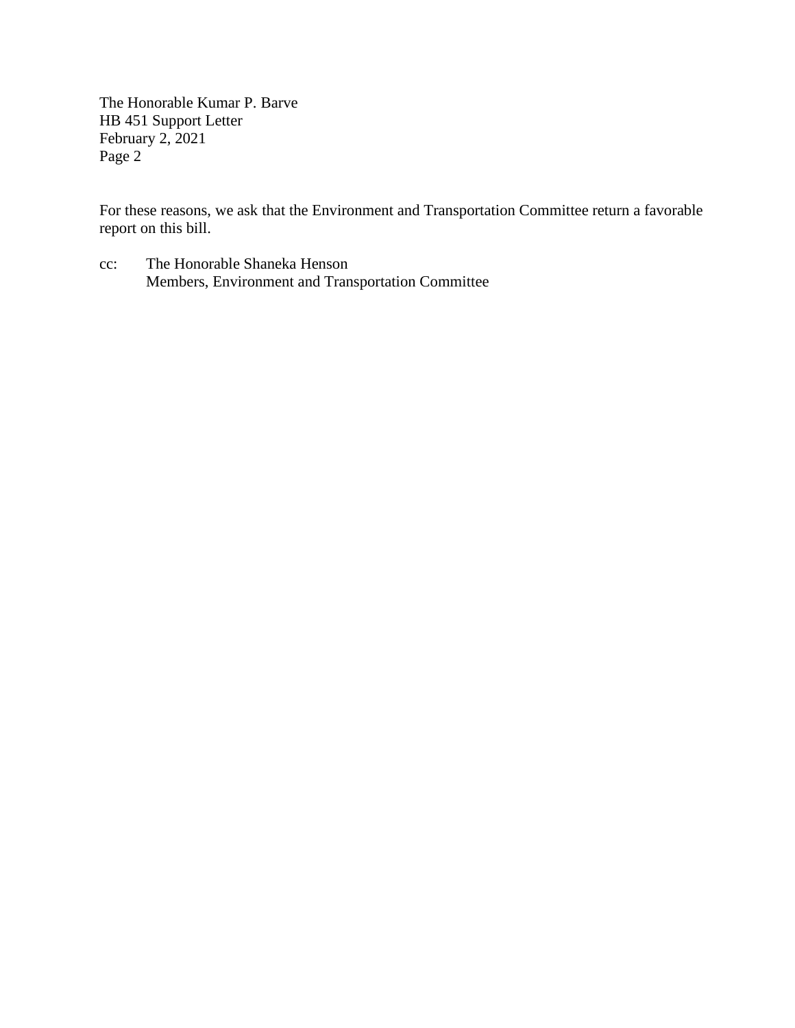For these reasons, we ask that the Environment and Transportation Committee return a favorable report on this bill.

cc: The Honorable Shaneka Henson
Members, Environment and Transportation Committee